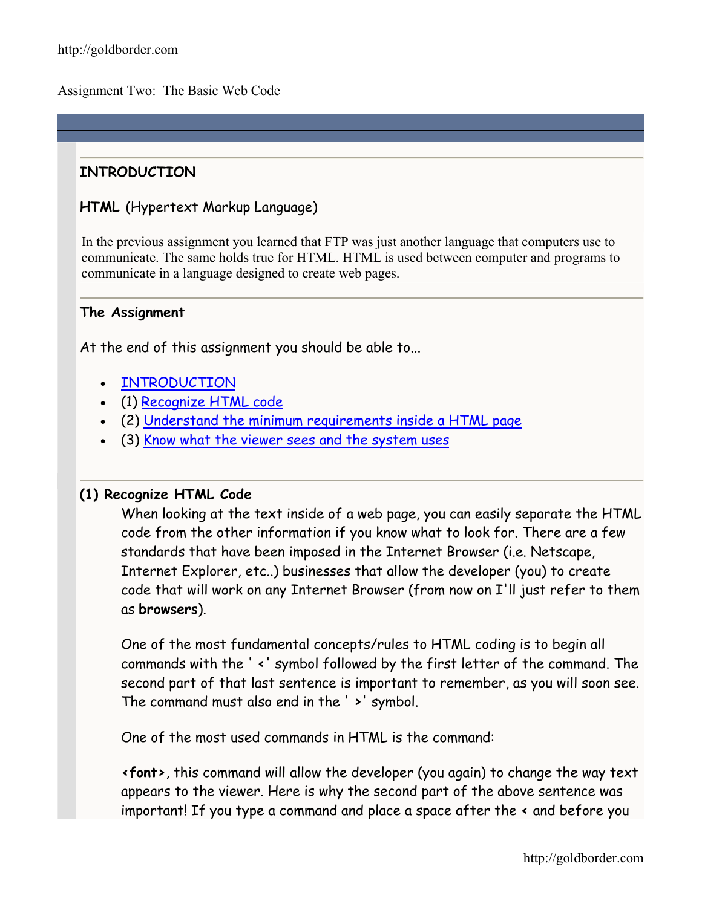Assignment Two: The Basic Web Code

## INTRODUCTION

**HTML** (Hypertext Markup Language)

In the previous assignment you learned that FTP was just another language that computers use to communicate. The same holds true for HTML. HTML is used between computer and programs to communicate in a language designed to create web pages.

## The Assignment

At the end of this assignment you should be able to...

- INTRODUCTION
- (1) Recognize HTML code
- (2) Understand the minimum requirements inside a HTML page
- (3) Know what the viewer sees and the system uses

## (1) Recognize HTML Code

When looking at the text inside of a web page, you can easily separate the HTML code from the other information if you know what to look for. There are a few standards that have been imposed in the Internet Browser (i.e. Netscape, Internet Explorer, etc..) businesses that allow the developer (you) to create code that will work on any Internet Browser (from now on I'll just refer to them as **browsers**).

One of the most fundamental concepts/rules to HTML coding is to begin all commands with the ' **<**' symbol followed by the first letter of the command. The second part of that last sentence is important to remember, as you will soon see. The command must also end in the ' **>**' symbol.

One of the most used commands in HTML is the command:

**<font>**, this command will allow the developer (you again) to change the way text appears to the viewer. Here is why the second part of the above sentence was important! If you type a command and place a space after the < and before you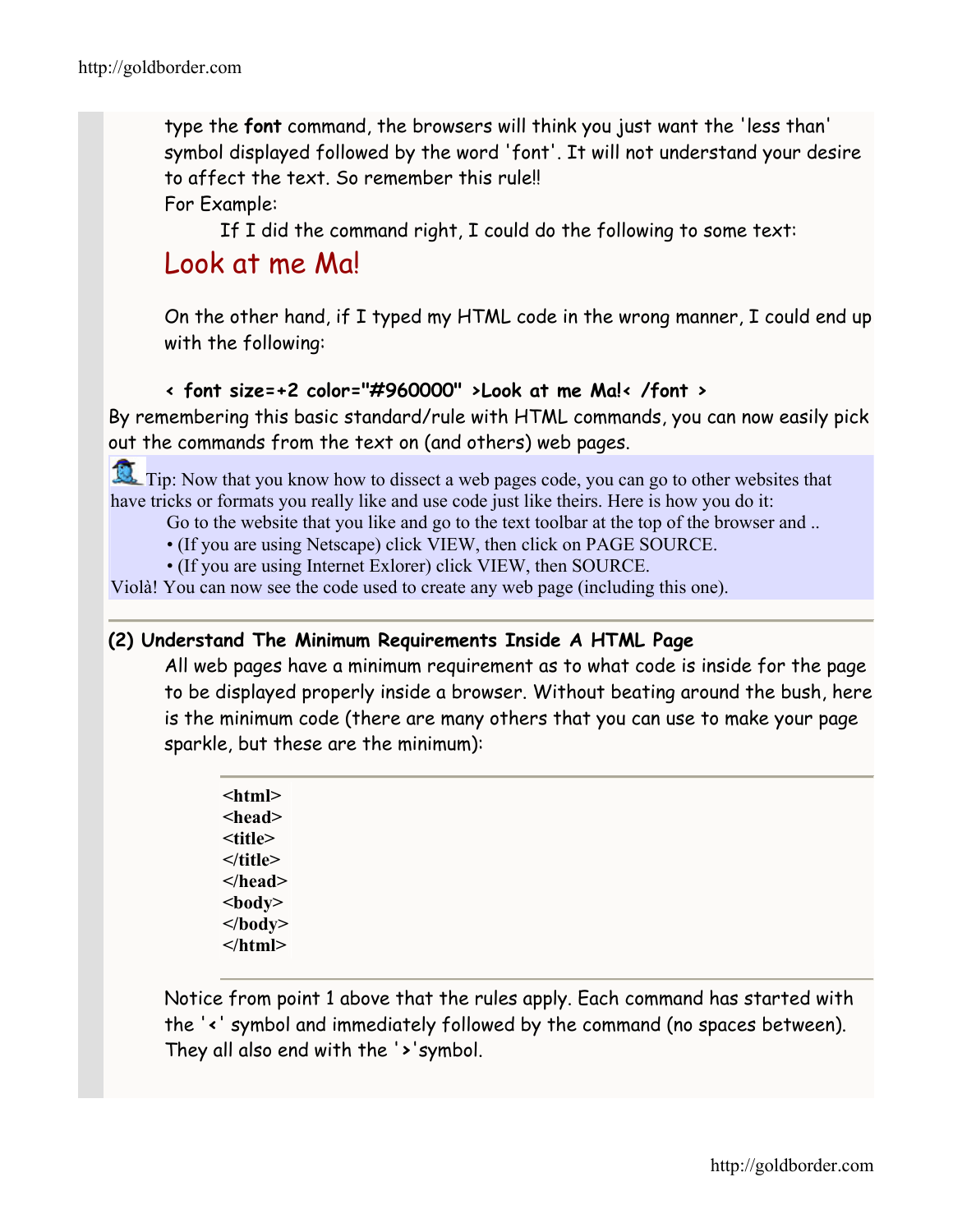type the **font** command, the browsers will think you just want the 'less than' symbol displayed followed by the word 'font'. It will not understand your desire to affect the text. So remember this rule!!

For Example:

If I did the command right, I could do the following to some text:

Look at me Ma!

On the other hand, if I typed my HTML code in the wrong manner, I could end up with the following:

**< font size=+2 color="#960000" >Look at me Ma!< /font >**

By remembering this basic standard/rule with HTML commands, you can now easily pick out the commands from the text on (and others) web pages.

Tip: Now that you know how to dissect a web pages code, you can go to other websites that have tricks or formats you really like and use code just like theirs. Here is how you do it:

Go to the website that you like and go to the text toolbar at the top of the browser and ..

- (If you are using Netscape) click VIEW, then click on PAGE SOURCE.
- (If you are using Internet Exlorer) click VIEW, then SOURCE.

Violà! You can now see the code used to create any web page (including this one).

---

**(2) Understand The Minimum Requirements Inside A HTML Page**

All web pages have a minimum requirement as to what code is inside for the page to be displayed properly inside a browser. Without beating around the bush, here is the minimum code (there are many others that you can use to make your page sparkle, but these are the minimum):

```
<html>
<head>
<title>
</title>
</head>
<body>
</body>
</html>
```

Notice from point 1 above that the rules apply. Each command has started with the '**<**' symbol and immediately followed by the command (no spaces between). They all also end with the '**>**'symbol.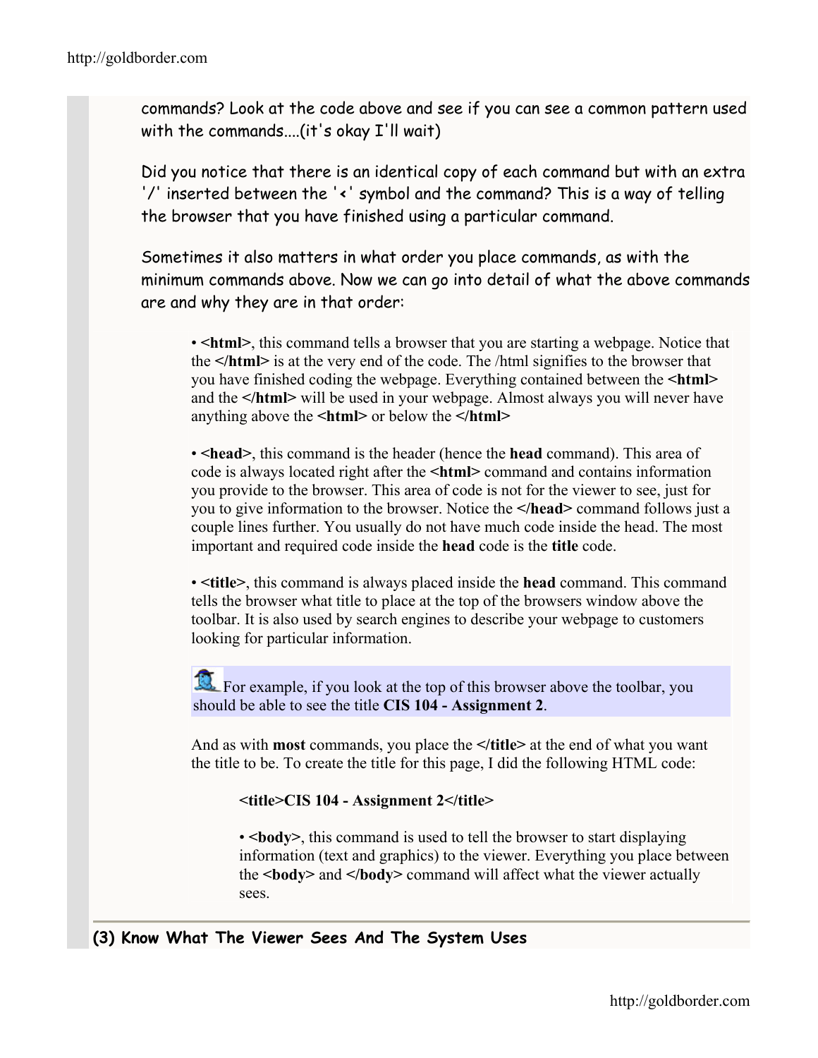commands? Look at the code above and see if you can see a common pattern used with the commands....(it's okay I'll wait)

Did you notice that there is an identical copy of each command but with an extra '/' inserted between the '<' symbol and the command? This is a way of telling the browser that you have finished using a particular command.

Sometimes it also matters in what order you place commands, as with the minimum commands above. Now we can go into detail of what the above commands are and why they are in that order:

- **<html>**, this command tells a browser that you are starting a webpage. Notice that the **</html>** is at the very end of the code. The /html signifies to the browser that you have finished coding the webpage. Everything contained between the **<html>** and the **</html>** will be used in your webpage. Almost always you will never have anything above the **<html>** or below the **</html>**

- **<head>**, this command is the header (hence the **head** command). This area of code is always located right after the **<html>** command and contains information you provide to the browser. This area of code is not for the viewer to see, just for you to give information to the browser. Notice the **</head>** command follows just a couple lines further. You usually do not have much code inside the head. The most important and required code inside the **head** code is the **title** code.

- **<title>**, this command is always placed inside the **head** command. This command tells the browser what title to place at the top of the browsers window above the toolbar. It is also used by search engines to describe your webpage to customers looking for particular information.

For example, if you look at the top of this browser above the toolbar, you should be able to see the title **CIS 104 - Assignment 2**.

And as with **most** commands, you place the **</title>** at the end of what you want the title to be. To create the title for this page, I did the following HTML code:

**<title>CIS 104 - Assignment 2</title>**

- **<body>**, this command is used to tell the browser to start displaying information (text and graphics) to the viewer. Everything you place between the **<body>** and **</body>** command will affect what the viewer actually sees.

**(3) Know What The Viewer Sees And The System Uses**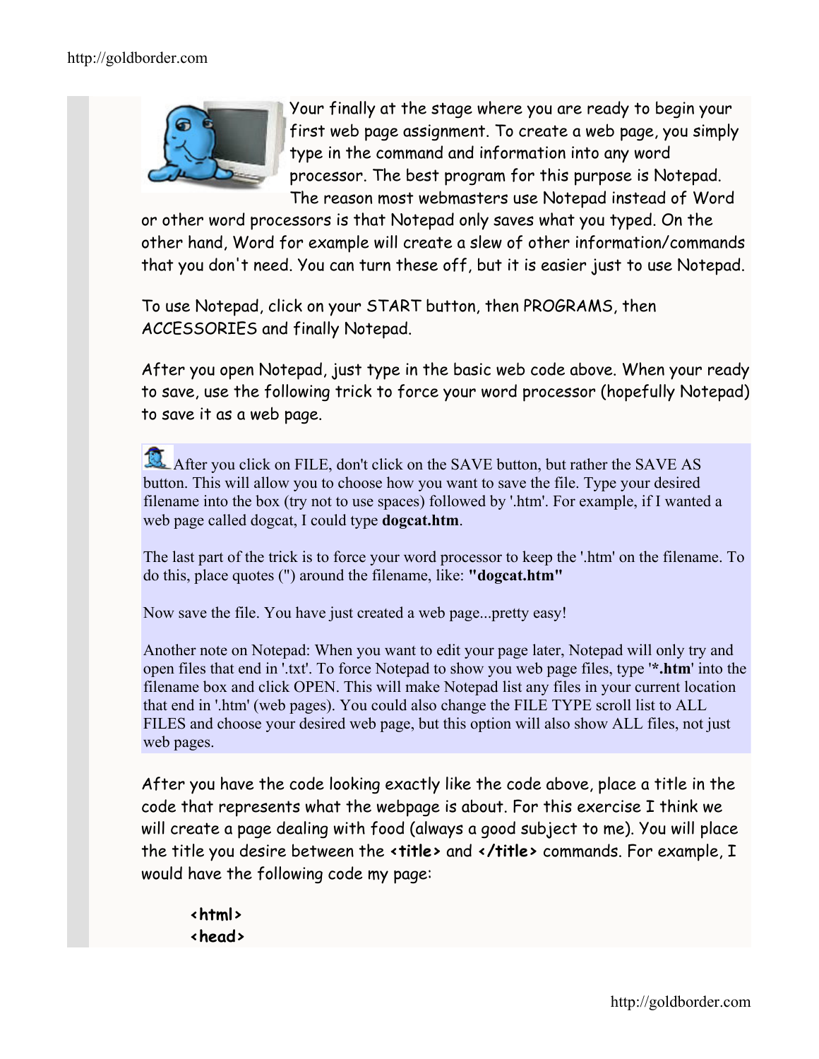Your finally at the stage where you are ready to begin your first web page assignment. To create a web page, you simply type in the command and information into any word processor. The best program for this purpose is Notepad. The reason most webmasters use Notepad instead of Word or other word processors is that Notepad only saves what you typed. On the other hand, Word for example will create a slew of other information/commands that you don't need. You can turn these off, but it is easier just to use Notepad.

To use Notepad, click on your START button, then PROGRAMS, then ACCESSORIES and finally Notepad.

After you open Notepad, just type in the basic web code above. When your ready to save, use the following trick to force your word processor (hopefully Notepad) to save it as a web page.

After you click on FILE, don't click on the SAVE button, but rather the SAVE AS button. This will allow you to choose how you want to save the file. Type your desired filename into the box (try not to use spaces) followed by '.htm'. For example, if I wanted a web page called dogcat, I could type **dogcat.htm**.

The last part of the trick is to force your word processor to keep the '.htm' on the filename. To do this, place quotes (") around the filename, like: **"dogcat.htm"**

Now save the file. You have just created a web page...pretty easy!

Another note on Notepad: When you want to edit your page later, Notepad will only try and open files that end in '.txt'. To force Notepad to show you web page files, type '**\*.htm**' into the filename box and click OPEN. This will make Notepad list any files in your current location that end in '.htm' (web pages). You could also change the FILE TYPE scroll list to ALL FILES and choose your desired web page, but this option will also show ALL files, not just web pages.

After you have the code looking exactly like the code above, place a title in the code that represents what the webpage is about. For this exercise I think we will create a page dealing with food (always a good subject to me). You will place the title you desire between the **<title>** and **</title>** commands. For example, I would have the following code my page:

```
<html>
<head>
```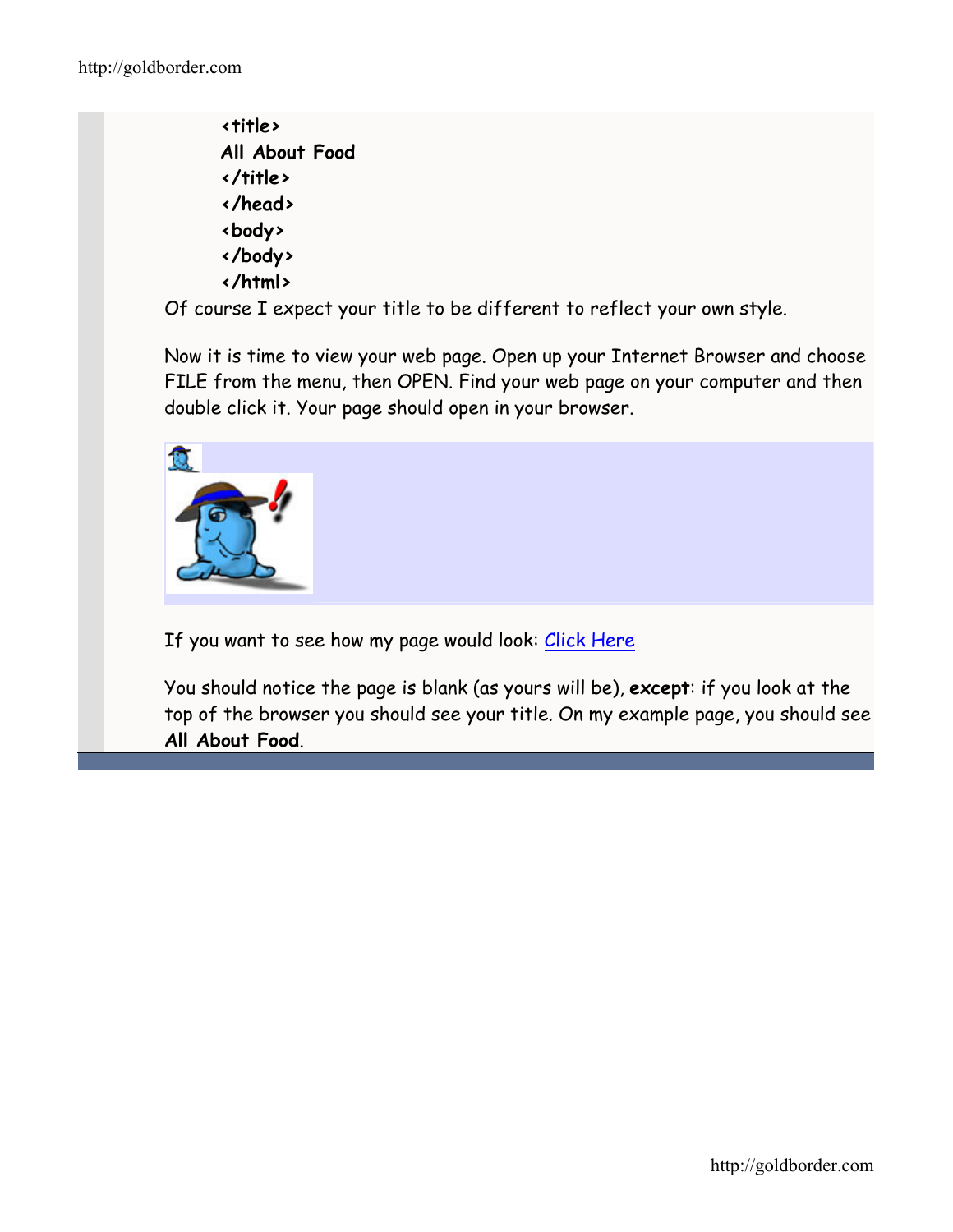```
<title>
All About Food
</title>
</head>
<body>
</body>
</html>
```

Of course I expect your title to be different to reflect your own style.

Now it is time to view your web page. Open up your Internet Browser and choose FILE from the menu, then OPEN. Find your web page on your computer and then double click it. Your page should open in your browser.

If you want to see how my page would look: Click Here

You should notice the page is blank (as yours will be), **except**: if you look at the top of the browser you should see your title. On my example page, you should see **All About Food**.